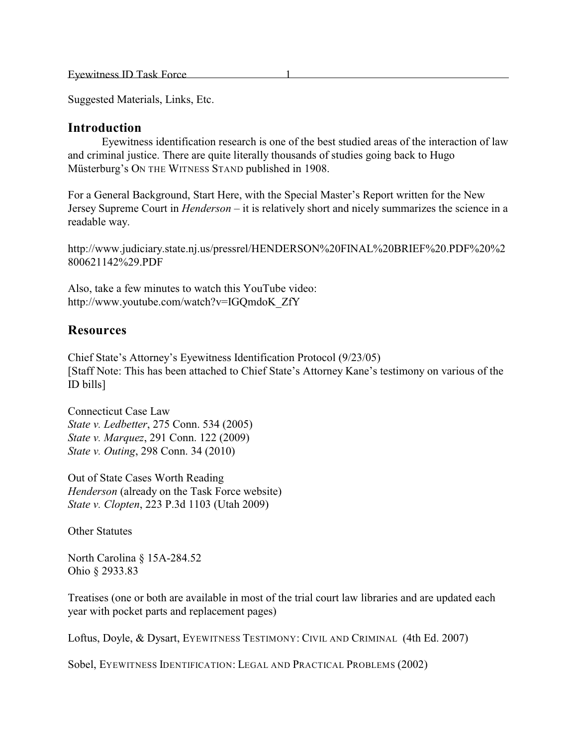Suggested Materials, Links, Etc.

## Introduction

Eyewitness identification research is one of the best studied areas of the interaction of law and criminal justice. There are quite literally thousands of studies going back to Hugo Müsterburg's ON THE WITNESS STAND published in 1908.

For a General Background, Start Here, with the Special Master's Report written for the New Jersey Supreme Court in *Henderson* – it is relatively short and nicely summarizes the science in a readable way.

http://www.judiciary.state.nj.us/pressrel/HENDERSON%20FINAL%20BRIEF%20.PDF%20%2800621142%29.PDF

Also, take a few minutes to watch this YouTube video:
http://www.youtube.com/watch?v=IGQmdoK_ZfY

## Resources

Chief State's Attorney's Eyewitness Identification Protocol (9/23/05)
[Staff Note: This has been attached to Chief State's Attorney Kane's testimony on various of the ID bills]

Connecticut Case Law
*State v. Ledbetter*, 275 Conn. 534 (2005)
*State v. Marquez*, 291 Conn. 122 (2009)
*State v. Outing*, 298 Conn. 34 (2010)

Out of State Cases Worth Reading
*Henderson* (already on the Task Force website)
*State v. Clopten*, 223 P.3d 1103 (Utah 2009)

Other Statutes

North Carolina § 15A-284.52
Ohio § 2933.83

Treatises (one or both are available in most of the trial court law libraries and are updated each year with pocket parts and replacement pages)

Loftus, Doyle, & Dysart, EYEWITNESS TESTIMONY: CIVIL AND CRIMINAL (4th Ed. 2007)

Sobel, EYEWITNESS IDENTIFICATION: LEGAL AND PRACTICAL PROBLEMS (2002)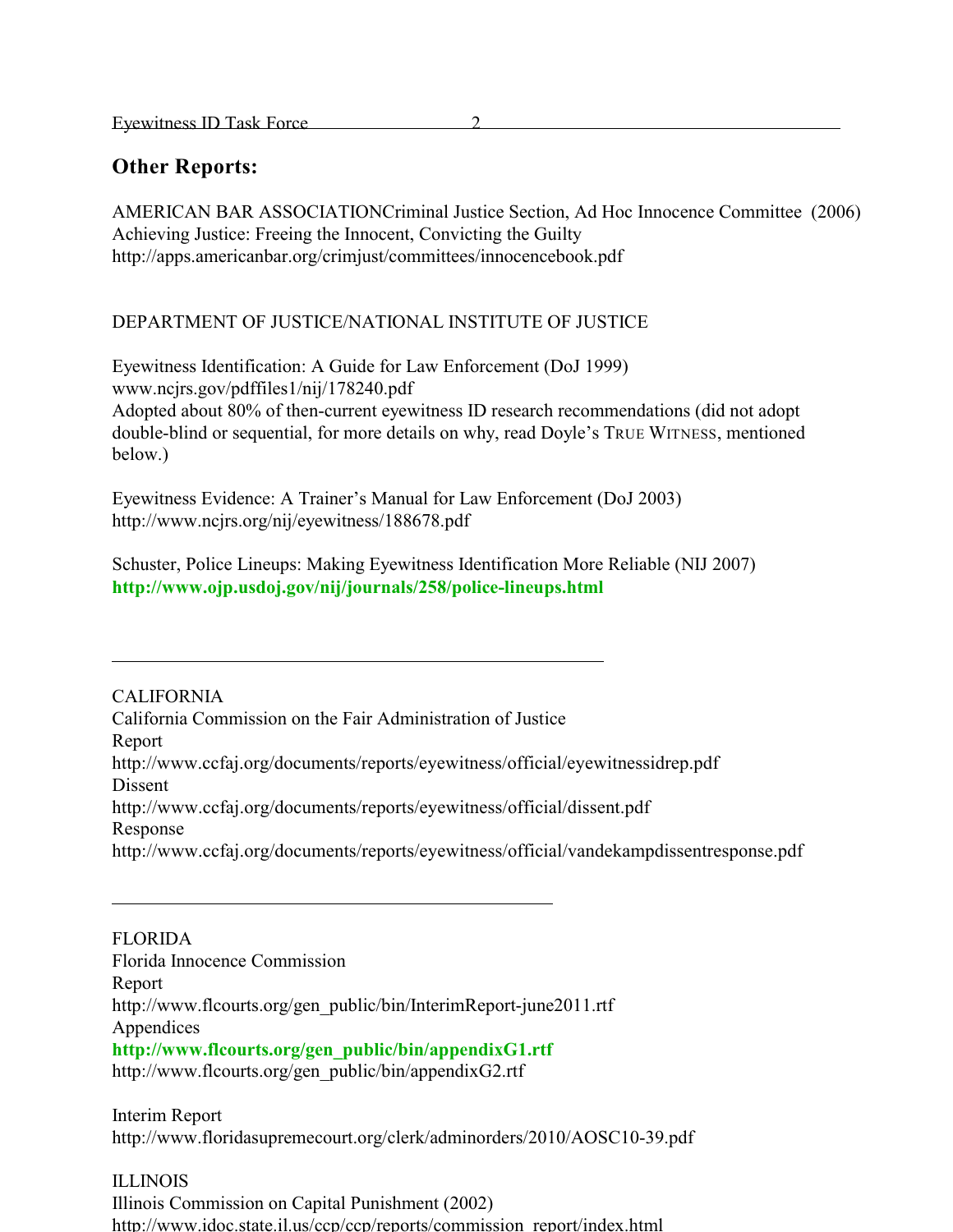## Other Reports:

AMERICAN BAR ASSOCIATIONCriminal Justice Section, Ad Hoc Innocence Committee (2006)
Achieving Justice: Freeing the Innocent, Convicting the Guilty
http://apps.americanbar.org/crimjust/committees/innocencebook.pdf

DEPARTMENT OF JUSTICE/NATIONAL INSTITUTE OF JUSTICE

Eyewitness Identification: A Guide for Law Enforcement (DoJ 1999)
www.ncjrs.gov/pdffiles1/nij/178240.pdf
Adopted about 80% of then-current eyewitness ID research recommendations (did not adopt double-blind or sequential, for more details on why, read Doyle's TRUE WITNESS, mentioned below.)

Eyewitness Evidence: A Trainer's Manual for Law Enforcement (DoJ 2003)
http://www.ncjrs.org/nij/eyewitness/188678.pdf

Schuster, Police Lineups: Making Eyewitness Identification More Reliable (NIJ 2007)
**http://www.ojp.usdoj.gov/nij/journals/258/police-lineups.html**

---

CALIFORNIA
California Commission on the Fair Administration of Justice
Report
http://www.ccfaj.org/documents/reports/eyewitness/official/eyewitnessidrep.pdf
Dissent
http://www.ccfaj.org/documents/reports/eyewitness/official/dissent.pdf
Response
http://www.ccfaj.org/documents/reports/eyewitness/official/vandekampdissentresponse.pdf

---

FLORIDA
Florida Innocence Commission
Report
http://www.flcourts.org/gen_public/bin/InterimReport-june2011.rtf
Appendices
**http://www.flcourts.org/gen_public/bin/appendixG1.rtf**
http://www.flcourts.org/gen_public/bin/appendixG2.rtf

Interim Report
http://www.floridasupremecourt.org/clerk/adminorders/2010/AOSC10-39.pdf

ILLINOIS
Illinois Commission on Capital Punishment (2002)
http://www.idoc.state.il.us/ccp/ccp/reports/commission_report/index.html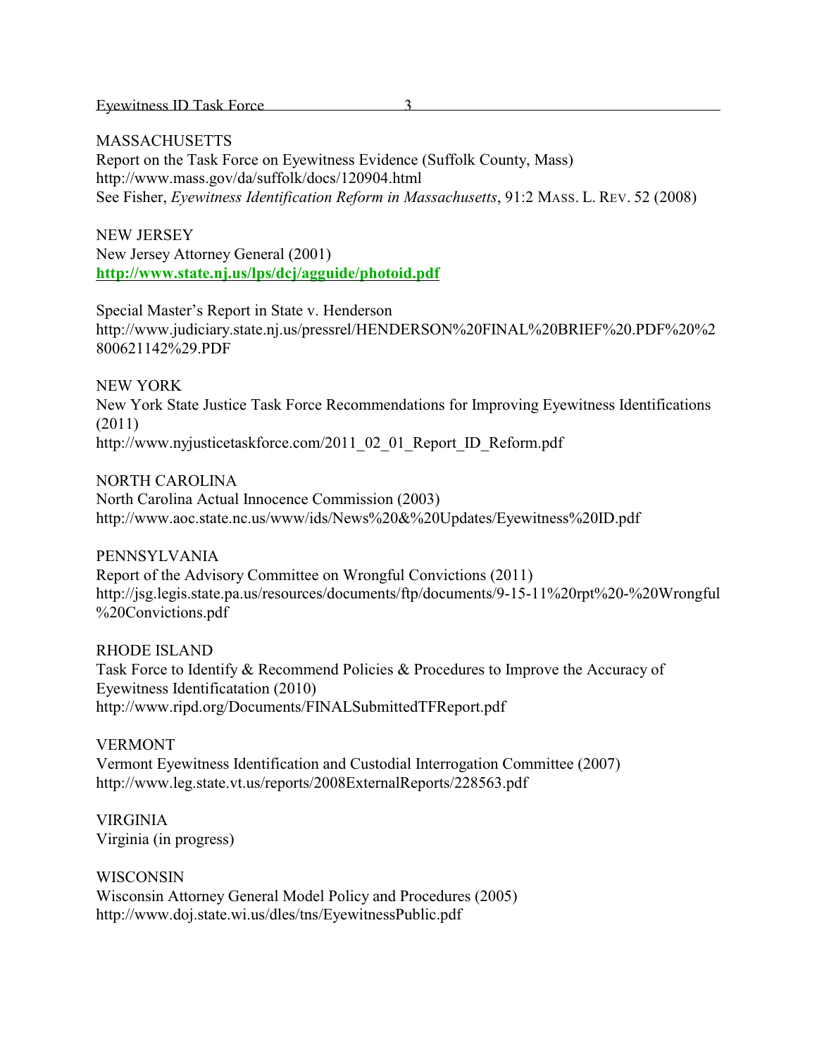MASSACHUSETTS
Report on the Task Force on Eyewitness Evidence (Suffolk County, Mass)
http://www.mass.gov/da/suffolk/docs/120904.html
See Fisher, *Eyewitness Identification Reform in Massachusetts*, 91:2 MASS. L. REV. 52 (2008)

NEW JERSEY
New Jersey Attorney General (2001)
**http://www.state.nj.us/lps/dcj/agguide/photoid.pdf**

Special Master's Report in State v. Henderson
http://www.judiciary.state.nj.us/pressrel/HENDERSON%20FINAL%20BRIEF%20.PDF%20%2800621142%29.PDF

NEW YORK
New York State Justice Task Force Recommendations for Improving Eyewitness Identifications (2011)
http://www.nyjusticetaskforce.com/2011_02_01_Report_ID_Reform.pdf

NORTH CAROLINA
North Carolina Actual Innocence Commission (2003)
http://www.aoc.state.nc.us/www/ids/News%20&%20Updates/Eyewitness%20ID.pdf

PENNSYLVANIA
Report of the Advisory Committee on Wrongful Convictions (2011)
http://jsg.legis.state.pa.us/resources/documents/ftp/documents/9-15-11%20rpt%20-%20Wrongful%20Convictions.pdf

RHODE ISLAND
Task Force to Identify & Recommend Policies & Procedures to Improve the Accuracy of Eyewitness Identificatation (2010)
http://www.ripd.org/Documents/FINALSubmittedTFReport.pdf

VERMONT
Vermont Eyewitness Identification and Custodial Interrogation Committee (2007)
http://www.leg.state.vt.us/reports/2008ExternalReports/228563.pdf

VIRGINIA
Virginia (in progress)

WISCONSIN
Wisconsin Attorney General Model Policy and Procedures (2005)
http://www.doj.state.wi.us/dles/tns/EyewitnessPublic.pdf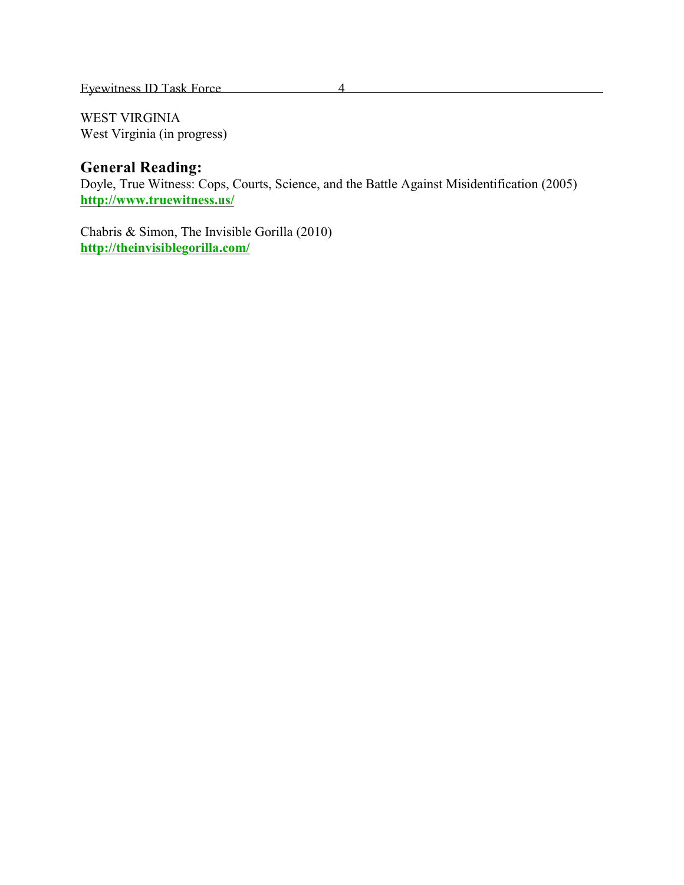WEST VIRGINIA
West Virginia (in progress)

## General Reading:

Doyle, True Witness: Cops, Courts, Science, and the Battle Against Misidentification (2005)
**http://www.truewitness.us/**

Chabris & Simon, The Invisible Gorilla (2010)
**http://theinvisiblegorilla.com/**